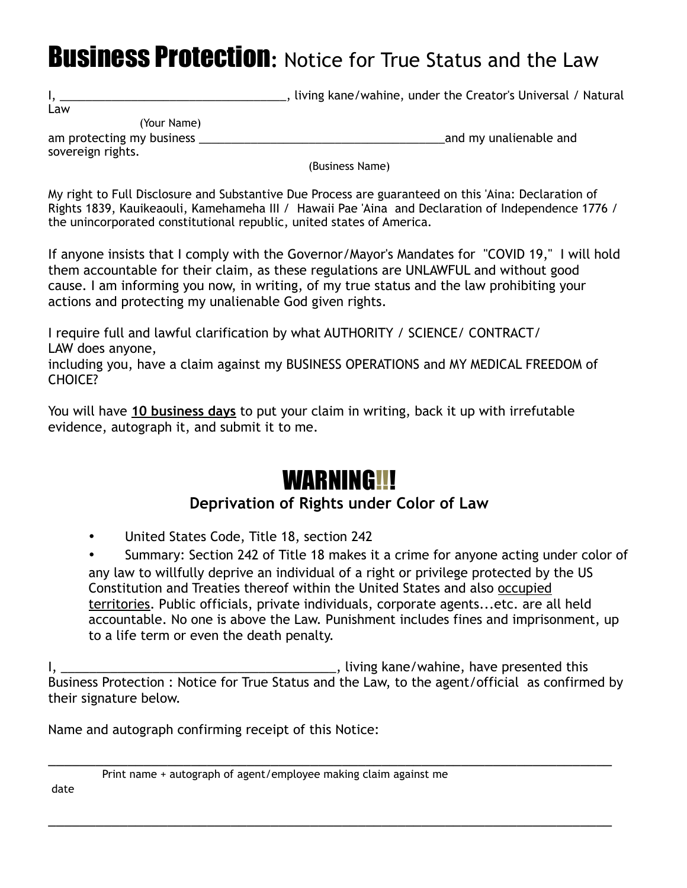# **Business Protection**: Notice for True Status and the Law

I, ___________________________________, living kane/wahine, under the Creator's Universal / Natural Law

(Your Name)

am protecting my business ______________________________________and my unalienable and sovereign rights.

(Business Name)

My right to Full Disclosure and Substantive Due Process are guaranteed on this 'Aina: Declaration of Rights 1839, Kauikeaouli, Kamehameha III / Hawaii Pae 'Aina and Declaration of Independence 1776 / the unincorporated constitutional republic, united states of America.

If anyone insists that I comply with the Governor/Mayor's Mandates for "COVID 19," I will hold them accountable for their claim, as these regulations are UNLAWFUL and without good cause. I am informing you now, in writing, of my true status and the law prohibiting your actions and protecting my unalienable God given rights.

I require full and lawful clarification by what AUTHORITY / SCIENCE/ CONTRACT/ LAW does anyone,
including you, have a claim against my BUSINESS OPERATIONS and MY MEDICAL FREEDOM of CHOICE?

You will have **10 business days** to put your claim in writing, back it up with irrefutable evidence, autograph it, and submit it to me.

## WARNING!!!

### Deprivation of Rights under Color of Law

- United States Code, Title 18, section 242
- Summary: Section 242 of Title 18 makes it a crime for anyone acting under color of any law to willfully deprive an individual of a right or privilege protected by the US Constitution and Treaties thereof within the United States and also occupied territories. Public officials, private individuals, corporate agents...etc. are all held accountable. No one is above the Law. Punishment includes fines and imprisonment, up to a life term or even the death penalty.

I, ________________________________________, living kane/wahine, have presented this Business Protection : Notice for True Status and the Law, to the agent/official as confirmed by their signature below.

Name and autograph confirming receipt of this Notice:

_____________________________________________________________________________

Print name + autograph of agent/employee making claim against me

date

_____________________________________________________________________________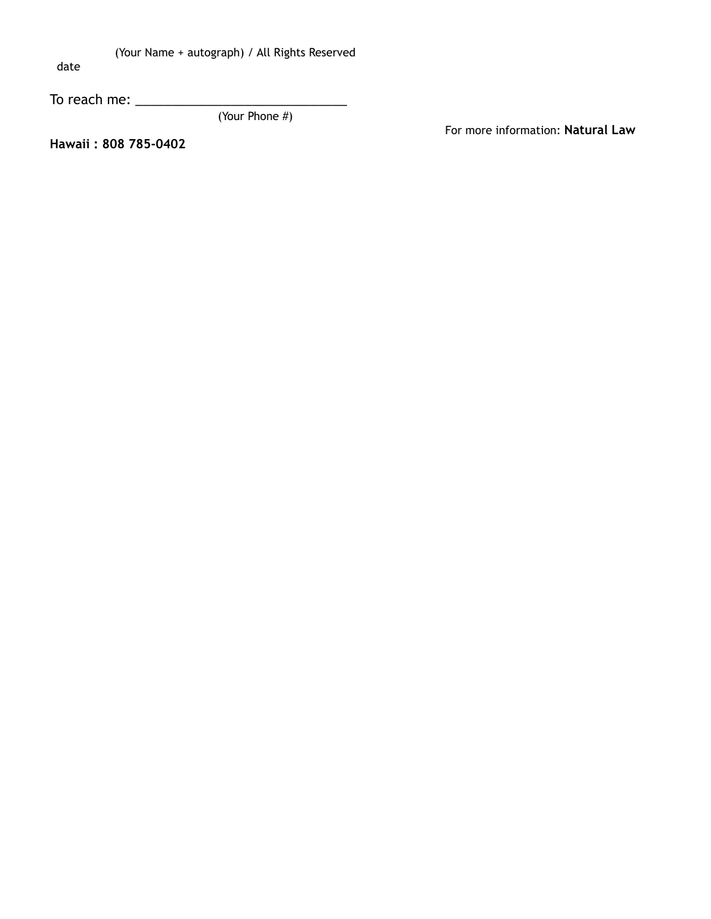(Your Name + autograph) / All Rights Reserved

date

To reach me: ______________________________

(Your Phone #)

For more information: **Natural Law**

**Hawaii : 808 785-0402**